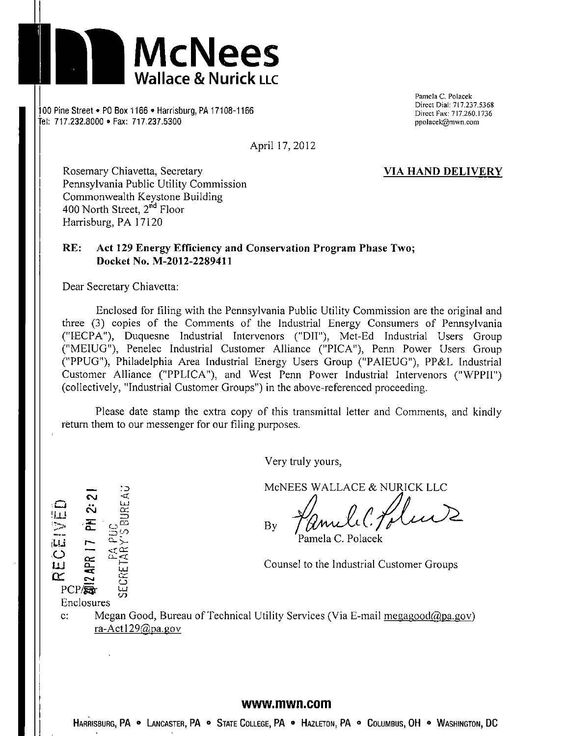# McNees Wallace & Nurick LLC

100 Pine Street • PO Box 1166 • Harrisburg, PA 17108-1166
Tel: 717.232.8000 • Fax: 717.237.5300

Pamela C. Polacek
Direct Dial: 717.237.5368
Direct Fax: 717.260.1736
ppolacek@mwn.com

April 17, 2012

Rosemary Chiavetta, Secretary
Pennsylvania Public Utility Commission
Commonwealth Keystone Building
400 North Street, 2nd Floor
Harrisburg, PA 17120

**VIA HAND DELIVERY**

**RE: Act 129 Energy Efficiency and Conservation Program Phase Two; Docket No. M-2012-2289411**

Dear Secretary Chiavetta:

Enclosed for filing with the Pennsylvania Public Utility Commission are the original and three (3) copies of the Comments of the Industrial Energy Consumers of Pennsylvania ("IECPA"), Duquesne Industrial Intervenors ("DII"), Met-Ed Industrial Users Group ("MEIUG"), Penelec Industrial Customer Alliance ("PICA"), Penn Power Users Group ("PPUG"), Philadelphia Area Industrial Energy Users Group ("PAIEUG"), PP&L Industrial Customer Alliance ("PPLICA"), and West Penn Power Industrial Intervenors ("WPPII") (collectively, "Industrial Customer Groups") in the above-referenced proceeding.

Please date stamp the extra copy of this transmittal letter and Comments, and kindly return them to our messenger for our filing purposes.

Very truly yours,

McNEES WALLACE & NURICK LLC

By Pamela C. Polacek

Counsel to the Industrial Customer Groups

RECEIVED
2012 APR 17 PM 2:21
PA PUC
SECRETARY'S BUREAU

PCP/sar
Enclosures

c: Megan Good, Bureau of Technical Utility Services (Via E-mail megagood@pa.gov)
ra-Act129@pa.gov

www.mwn.com

Harrisburg, PA • Lancaster, PA • State College, PA • Hazleton, PA • Columbus, OH • Washington, DC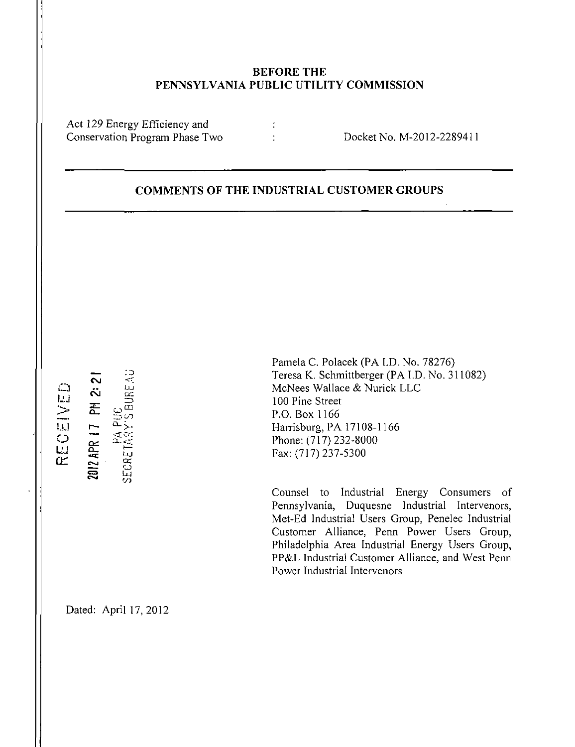**BEFORE THE**
**PENNSYLVANIA PUBLIC UTILITY COMMISSION**

| | | |
|---|---|---|
| Act 129 Energy Efficiency and Conservation Program Phase Two | : | Docket No. M-2012-2289411 |

---

## COMMENTS OF THE INDUSTRIAL CUSTOMER GROUPS

---

RECEIVED
2012 APR 17 PM 2:21
PA PUC
SECRETARY'S BUREAU

Pamela C. Polacek (PA I.D. No. 78276)
Teresa K. Schmittberger (PA I.D. No. 311082)
McNees Wallace & Nurick LLC
100 Pine Street
P.O. Box 1166
Harrisburg, PA 17108-1166
Phone: (717) 232-8000
Fax: (717) 237-5300

Counsel to Industrial Energy Consumers of Pennsylvania, Duquesne Industrial Intervenors, Met-Ed Industrial Users Group, Penelec Industrial Customer Alliance, Penn Power Users Group, Philadelphia Area Industrial Energy Users Group, PP&L Industrial Customer Alliance, and West Penn Power Industrial Intervenors

Dated: April 17, 2012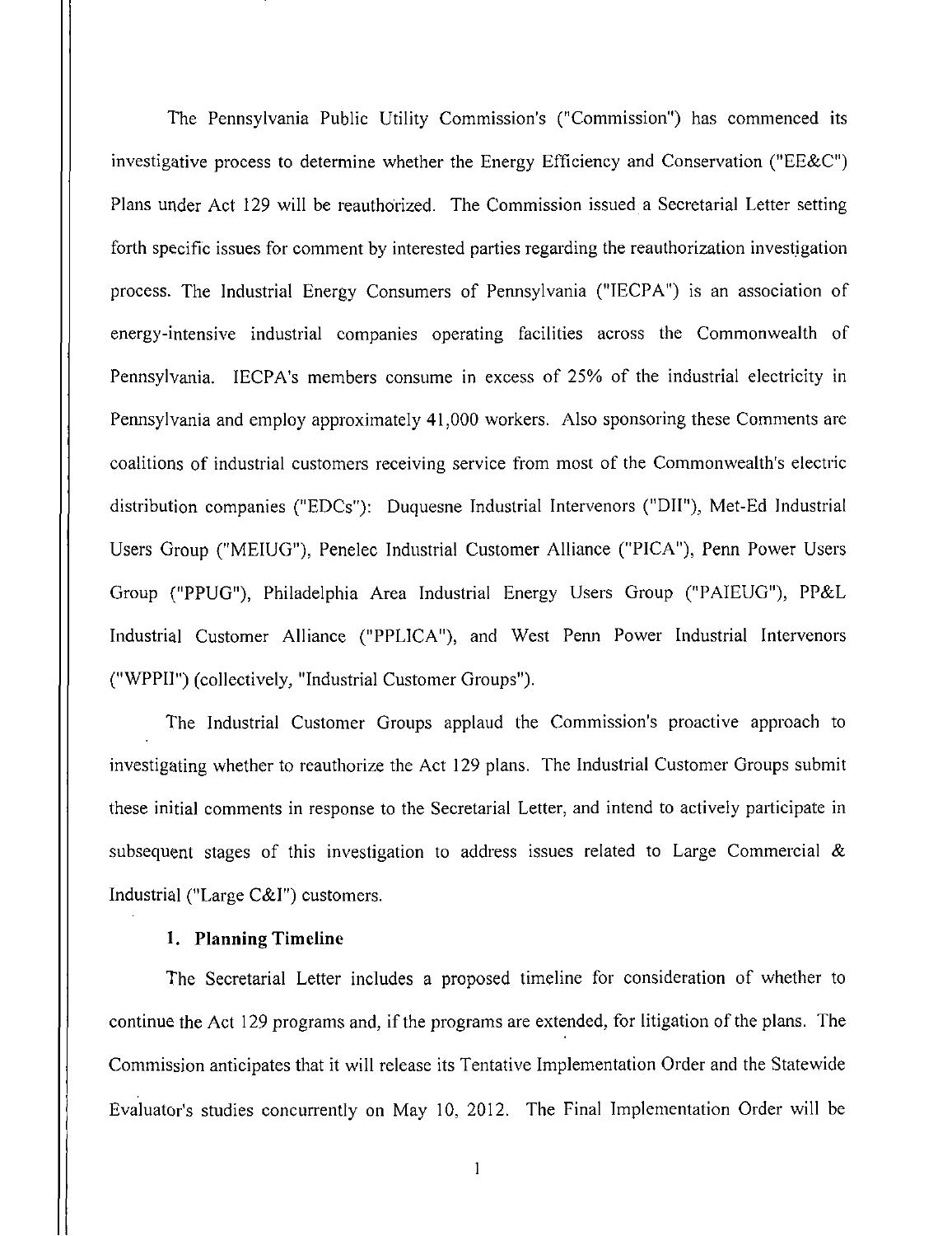The Pennsylvania Public Utility Commission's ("Commission") has commenced its investigative process to determine whether the Energy Efficiency and Conservation ("EE&C") Plans under Act 129 will be reauthorized. The Commission issued a Secretarial Letter setting forth specific issues for comment by interested parties regarding the reauthorization investigation process. The Industrial Energy Consumers of Pennsylvania ("IECPA") is an association of energy-intensive industrial companies operating facilities across the Commonwealth of Pennsylvania. IECPA's members consume in excess of 25% of the industrial electricity in Pennsylvania and employ approximately 41,000 workers. Also sponsoring these Comments are coalitions of industrial customers receiving service from most of the Commonwealth's electric distribution companies ("EDCs"): Duquesne Industrial Intervenors ("DII"), Met-Ed Industrial Users Group ("MEIUG"), Penelec Industrial Customer Alliance ("PICA"), Penn Power Users Group ("PPUG"), Philadelphia Area Industrial Energy Users Group ("PAIEUG"), PP&L Industrial Customer Alliance ("PPLICA"), and West Penn Power Industrial Intervenors ("WPPII") (collectively, "Industrial Customer Groups").

The Industrial Customer Groups applaud the Commission's proactive approach to investigating whether to reauthorize the Act 129 plans. The Industrial Customer Groups submit these initial comments in response to the Secretarial Letter, and intend to actively participate in subsequent stages of this investigation to address issues related to Large Commercial & Industrial ("Large C&I") customers.

### 1. Planning Timeline

The Secretarial Letter includes a proposed timeline for consideration of whether to continue the Act 129 programs and, if the programs are extended, for litigation of the plans. The Commission anticipates that it will release its Tentative Implementation Order and the Statewide Evaluator's studies concurrently on May 10, 2012. The Final Implementation Order will be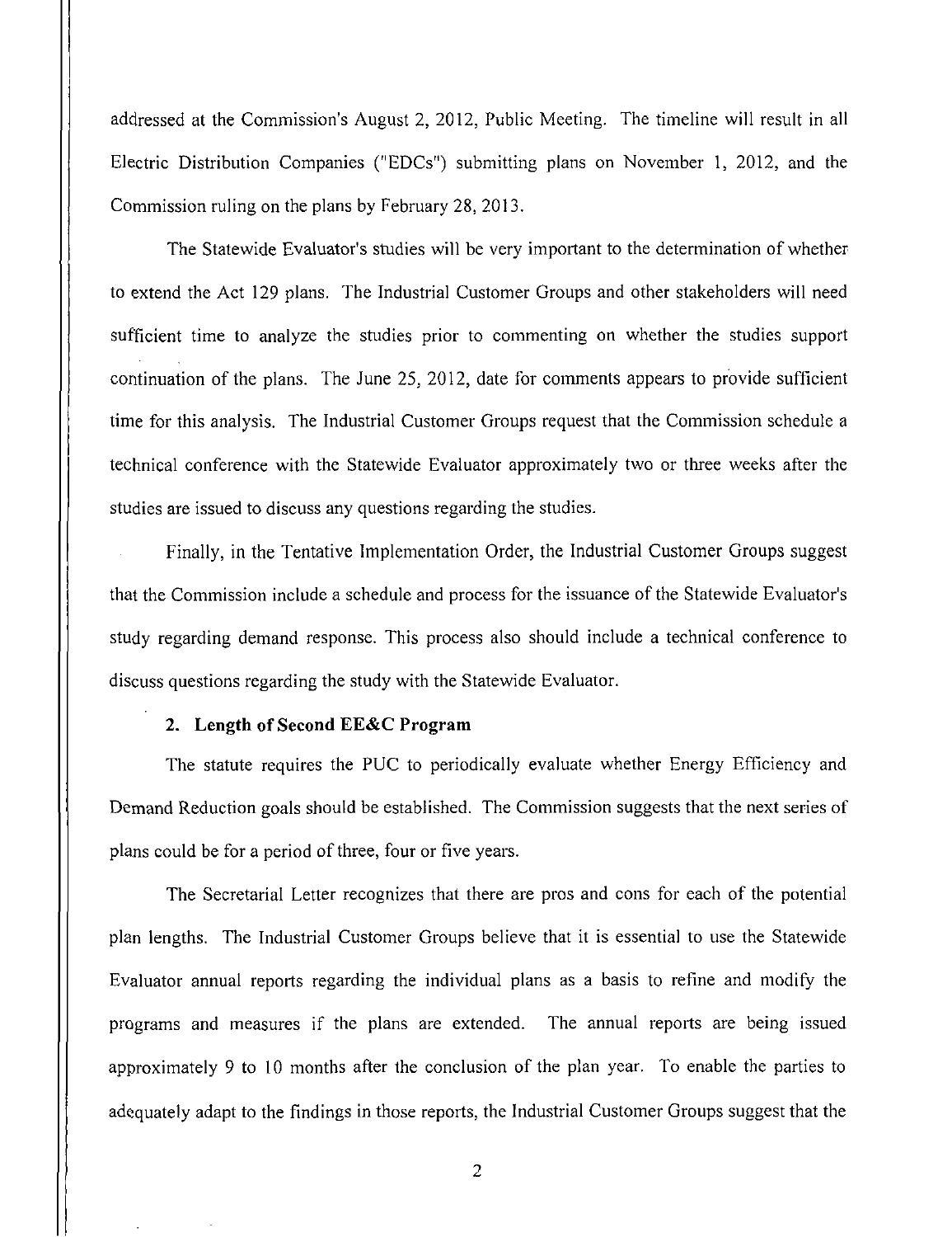addressed at the Commission's August 2, 2012, Public Meeting. The timeline will result in all Electric Distribution Companies ("EDCs") submitting plans on November 1, 2012, and the Commission ruling on the plans by February 28, 2013.

The Statewide Evaluator's studies will be very important to the determination of whether to extend the Act 129 plans. The Industrial Customer Groups and other stakeholders will need sufficient time to analyze the studies prior to commenting on whether the studies support continuation of the plans. The June 25, 2012, date for comments appears to provide sufficient time for this analysis. The Industrial Customer Groups request that the Commission schedule a technical conference with the Statewide Evaluator approximately two or three weeks after the studies are issued to discuss any questions regarding the studies.

Finally, in the Tentative Implementation Order, the Industrial Customer Groups suggest that the Commission include a schedule and process for the issuance of the Statewide Evaluator's study regarding demand response. This process also should include a technical conference to discuss questions regarding the study with the Statewide Evaluator.

### 2. Length of Second EE&C Program

The statute requires the PUC to periodically evaluate whether Energy Efficiency and Demand Reduction goals should be established. The Commission suggests that the next series of plans could be for a period of three, four or five years.

The Secretarial Letter recognizes that there are pros and cons for each of the potential plan lengths. The Industrial Customer Groups believe that it is essential to use the Statewide Evaluator annual reports regarding the individual plans as a basis to refine and modify the programs and measures if the plans are extended. The annual reports are being issued approximately 9 to 10 months after the conclusion of the plan year. To enable the parties to adequately adapt to the findings in those reports, the Industrial Customer Groups suggest that the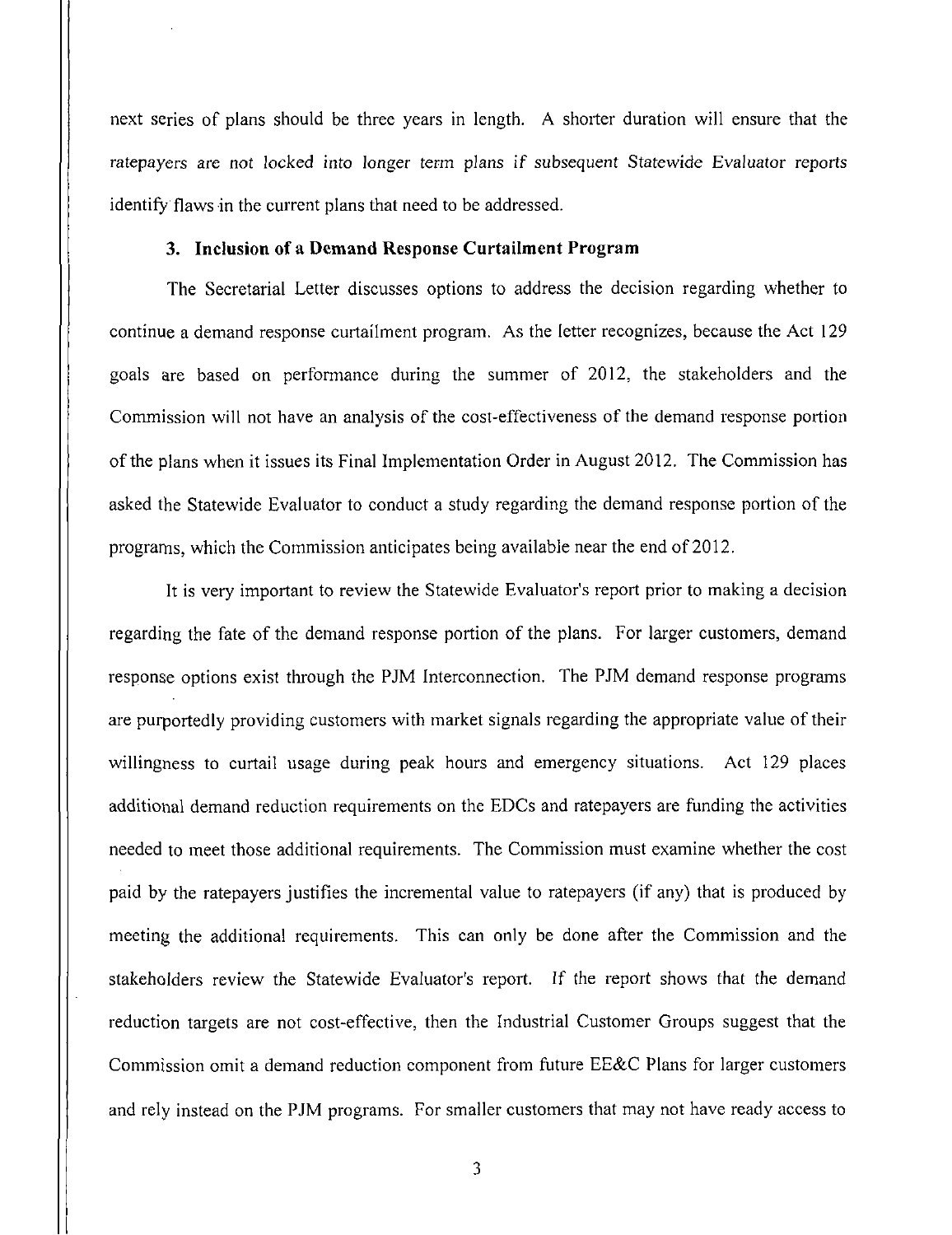next series of plans should be three years in length. A shorter duration will ensure that the ratepayers are not locked into longer term plans if subsequent Statewide Evaluator reports identify flaws in the current plans that need to be addressed.

### 3. Inclusion of a Demand Response Curtailment Program

The Secretarial Letter discusses options to address the decision regarding whether to continue a demand response curtailment program. As the letter recognizes, because the Act 129 goals are based on performance during the summer of 2012, the stakeholders and the Commission will not have an analysis of the cost-effectiveness of the demand response portion of the plans when it issues its Final Implementation Order in August 2012. The Commission has asked the Statewide Evaluator to conduct a study regarding the demand response portion of the programs, which the Commission anticipates being available near the end of 2012.

It is very important to review the Statewide Evaluator's report prior to making a decision regarding the fate of the demand response portion of the plans. For larger customers, demand response options exist through the PJM Interconnection. The PJM demand response programs are purportedly providing customers with market signals regarding the appropriate value of their willingness to curtail usage during peak hours and emergency situations. Act 129 places additional demand reduction requirements on the EDCs and ratepayers are funding the activities needed to meet those additional requirements. The Commission must examine whether the cost paid by the ratepayers justifies the incremental value to ratepayers (if any) that is produced by meeting the additional requirements. This can only be done after the Commission and the stakeholders review the Statewide Evaluator's report. If the report shows that the demand reduction targets are not cost-effective, then the Industrial Customer Groups suggest that the Commission omit a demand reduction component from future EE&C Plans for larger customers and rely instead on the PJM programs. For smaller customers that may not have ready access to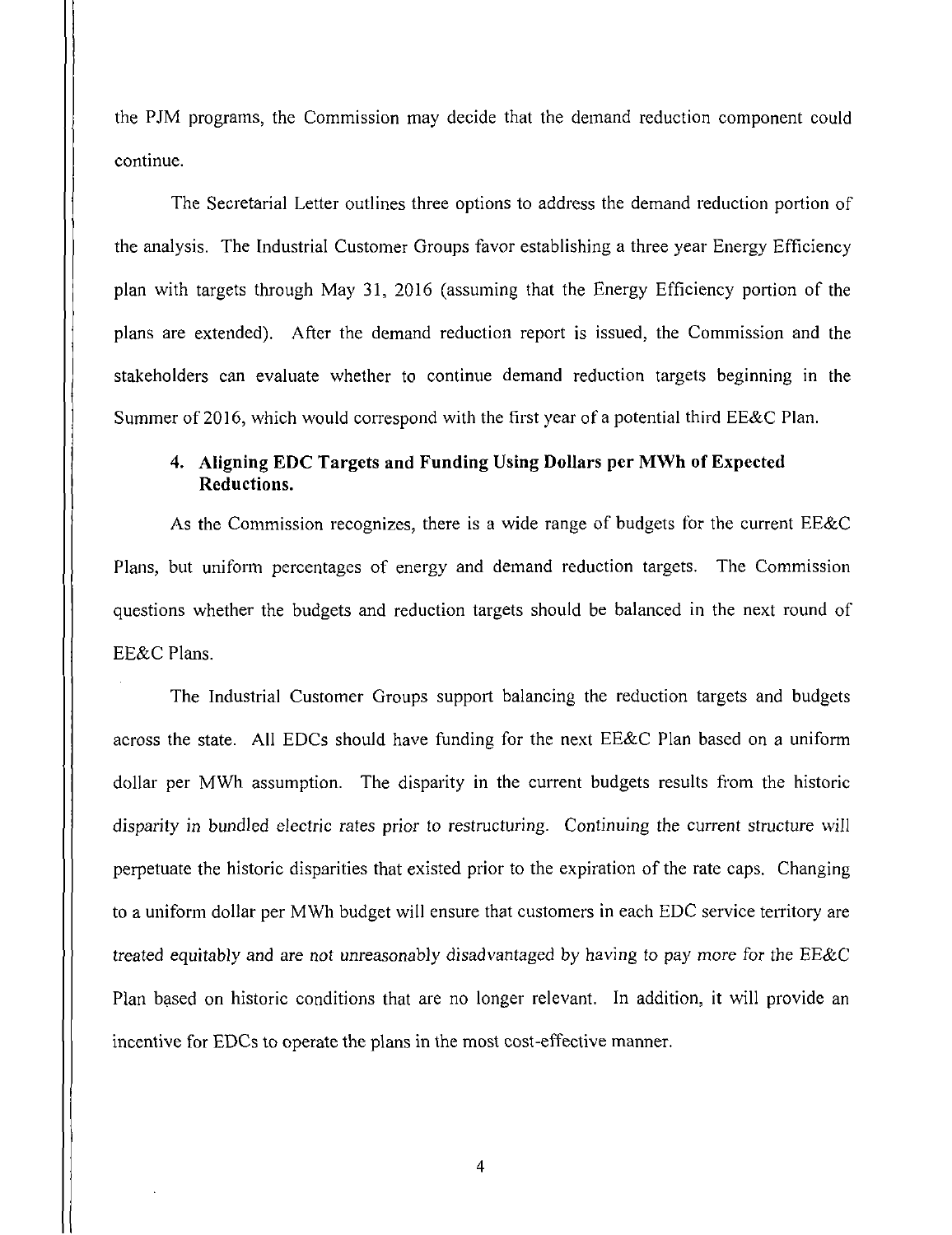the PJM programs, the Commission may decide that the demand reduction component could continue.

The Secretarial Letter outlines three options to address the demand reduction portion of the analysis. The Industrial Customer Groups favor establishing a three year Energy Efficiency plan with targets through May 31, 2016 (assuming that the Energy Efficiency portion of the plans are extended). After the demand reduction report is issued, the Commission and the stakeholders can evaluate whether to continue demand reduction targets beginning in the Summer of 2016, which would correspond with the first year of a potential third EE&C Plan.

### 4. Aligning EDC Targets and Funding Using Dollars per MWh of Expected Reductions.

As the Commission recognizes, there is a wide range of budgets for the current EE&C Plans, but uniform percentages of energy and demand reduction targets. The Commission questions whether the budgets and reduction targets should be balanced in the next round of EE&C Plans.

The Industrial Customer Groups support balancing the reduction targets and budgets across the state. All EDCs should have funding for the next EE&C Plan based on a uniform dollar per MWh assumption. The disparity in the current budgets results from the historic disparity in bundled electric rates prior to restructuring. Continuing the current structure will perpetuate the historic disparities that existed prior to the expiration of the rate caps. Changing to a uniform dollar per MWh budget will ensure that customers in each EDC service territory are treated equitably and are not unreasonably disadvantaged by having to pay more for the EE&C Plan based on historic conditions that are no longer relevant. In addition, it will provide an incentive for EDCs to operate the plans in the most cost-effective manner.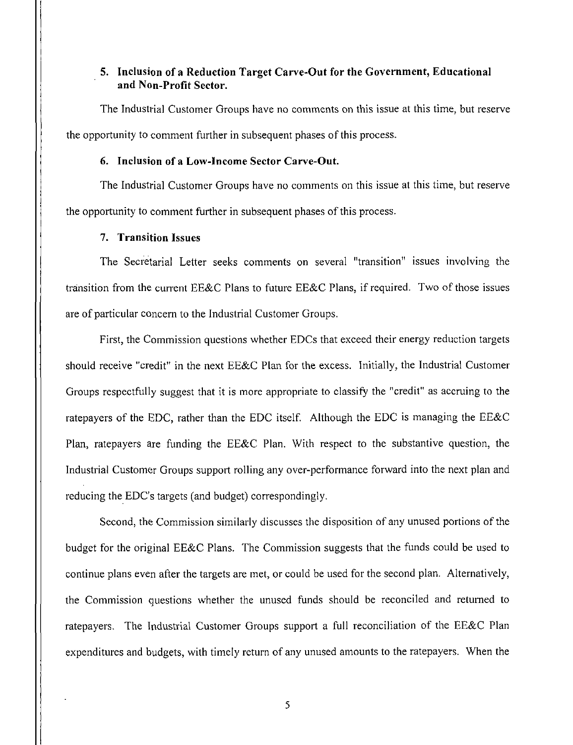### 5. Inclusion of a Reduction Target Carve-Out for the Government, Educational and Non-Profit Sector.

The Industrial Customer Groups have no comments on this issue at this time, but reserve the opportunity to comment further in subsequent phases of this process.

### 6. Inclusion of a Low-Income Sector Carve-Out.

The Industrial Customer Groups have no comments on this issue at this time, but reserve the opportunity to comment further in subsequent phases of this process.

### 7. Transition Issues

The Secretarial Letter seeks comments on several "transition" issues involving the transition from the current EE&C Plans to future EE&C Plans, if required. Two of those issues are of particular concern to the Industrial Customer Groups.

First, the Commission questions whether EDCs that exceed their energy reduction targets should receive "credit" in the next EE&C Plan for the excess. Initially, the Industrial Customer Groups respectfully suggest that it is more appropriate to classify the "credit" as accruing to the ratepayers of the EDC, rather than the EDC itself. Although the EDC is managing the EE&C Plan, ratepayers are funding the EE&C Plan. With respect to the substantive question, the Industrial Customer Groups support rolling any over-performance forward into the next plan and reducing the EDC's targets (and budget) correspondingly.

Second, the Commission similarly discusses the disposition of any unused portions of the budget for the original EE&C Plans. The Commission suggests that the funds could be used to continue plans even after the targets are met, or could be used for the second plan. Alternatively, the Commission questions whether the unused funds should be reconciled and returned to ratepayers. The Industrial Customer Groups support a full reconciliation of the EE&C Plan expenditures and budgets, with timely return of any unused amounts to the ratepayers. When the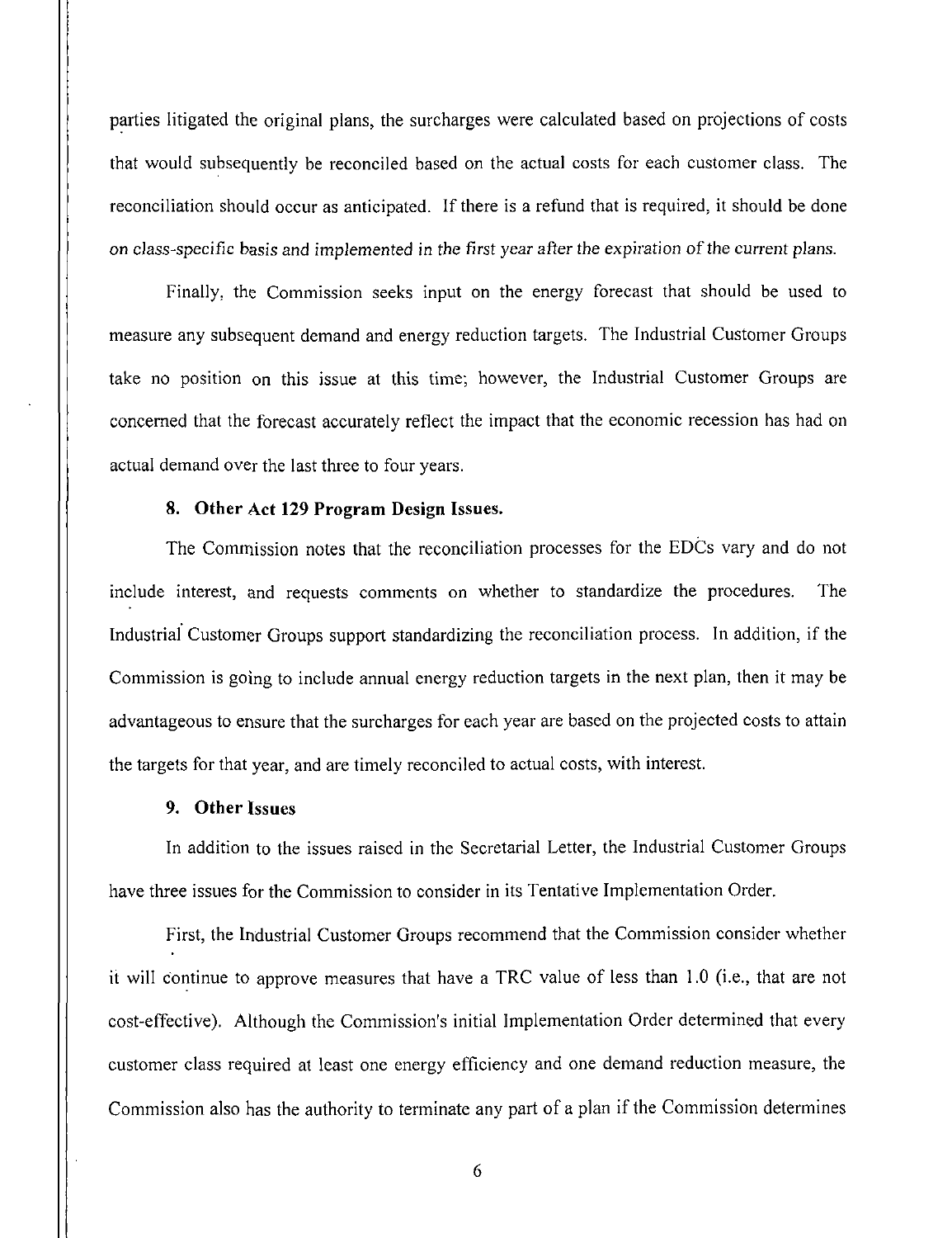parties litigated the original plans, the surcharges were calculated based on projections of costs that would subsequently be reconciled based on the actual costs for each customer class. The reconciliation should occur as anticipated. If there is a refund that is required, it should be done on class-specific basis and implemented in the first year after the expiration of the current plans.

Finally, the Commission seeks input on the energy forecast that should be used to measure any subsequent demand and energy reduction targets. The Industrial Customer Groups take no position on this issue at this time; however, the Industrial Customer Groups are concerned that the forecast accurately reflect the impact that the economic recession has had on actual demand over the last three to four years.

**8. Other Act 129 Program Design Issues.**

The Commission notes that the reconciliation processes for the EDCs vary and do not include interest, and requests comments on whether to standardize the procedures. The Industrial Customer Groups support standardizing the reconciliation process. In addition, if the Commission is going to include annual energy reduction targets in the next plan, then it may be advantageous to ensure that the surcharges for each year are based on the projected costs to attain the targets for that year, and are timely reconciled to actual costs, with interest.

**9. Other Issues**

In addition to the issues raised in the Secretarial Letter, the Industrial Customer Groups have three issues for the Commission to consider in its Tentative Implementation Order.

First, the Industrial Customer Groups recommend that the Commission consider whether it will continue to approve measures that have a TRC value of less than 1.0 (i.e., that are not cost-effective). Although the Commission's initial Implementation Order determined that every customer class required at least one energy efficiency and one demand reduction measure, the Commission also has the authority to terminate any part of a plan if the Commission determines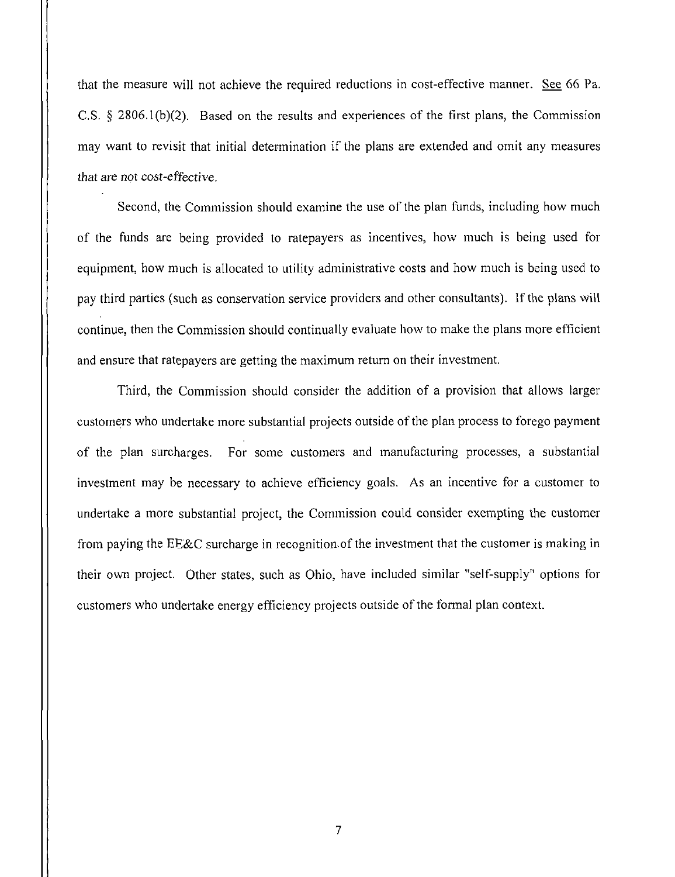that the measure will not achieve the required reductions in cost-effective manner. See 66 Pa. C.S. § 2806.1(b)(2). Based on the results and experiences of the first plans, the Commission may want to revisit that initial determination if the plans are extended and omit any measures that are not cost-effective.

Second, the Commission should examine the use of the plan funds, including how much of the funds are being provided to ratepayers as incentives, how much is being used for equipment, how much is allocated to utility administrative costs and how much is being used to pay third parties (such as conservation service providers and other consultants). If the plans will continue, then the Commission should continually evaluate how to make the plans more efficient and ensure that ratepayers are getting the maximum return on their investment.

Third, the Commission should consider the addition of a provision that allows larger customers who undertake more substantial projects outside of the plan process to forego payment of the plan surcharges. For some customers and manufacturing processes, a substantial investment may be necessary to achieve efficiency goals. As an incentive for a customer to undertake a more substantial project, the Commission could consider exempting the customer from paying the EE&C surcharge in recognition of the investment that the customer is making in their own project. Other states, such as Ohio, have included similar "self-supply" options for customers who undertake energy efficiency projects outside of the formal plan context.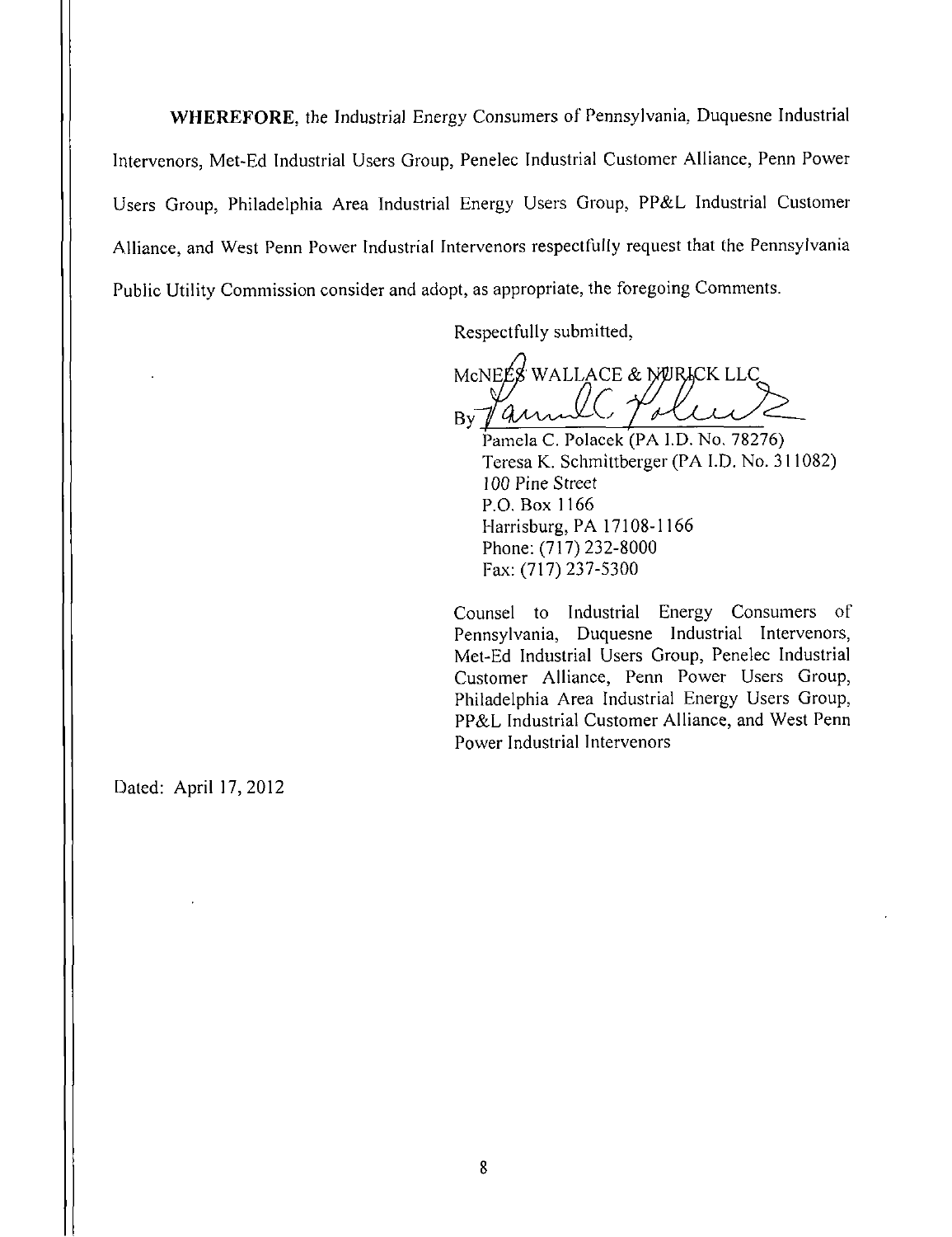**WHEREFORE**, the Industrial Energy Consumers of Pennsylvania, Duquesne Industrial Intervenors, Met-Ed Industrial Users Group, Penelec Industrial Customer Alliance, Penn Power Users Group, Philadelphia Area Industrial Energy Users Group, PP&L Industrial Customer Alliance, and West Penn Power Industrial Intervenors respectfully request that the Pennsylvania Public Utility Commission consider and adopt, as appropriate, the foregoing Comments.

Respectfully submitted,

McNEES WALLACE & NURICK LLC

By ______________________

Pamela C. Polacek (PA I.D. No. 78276)
Teresa K. Schmittberger (PA I.D. No. 311082)
100 Pine Street
P.O. Box 1166
Harrisburg, PA 17108-1166
Phone: (717) 232-8000
Fax: (717) 237-5300

Counsel to Industrial Energy Consumers of Pennsylvania, Duquesne Industrial Intervenors, Met-Ed Industrial Users Group, Penelec Industrial Customer Alliance, Penn Power Users Group, Philadelphia Area Industrial Energy Users Group, PP&L Industrial Customer Alliance, and West Penn Power Industrial Intervenors

Dated: April 17, 2012